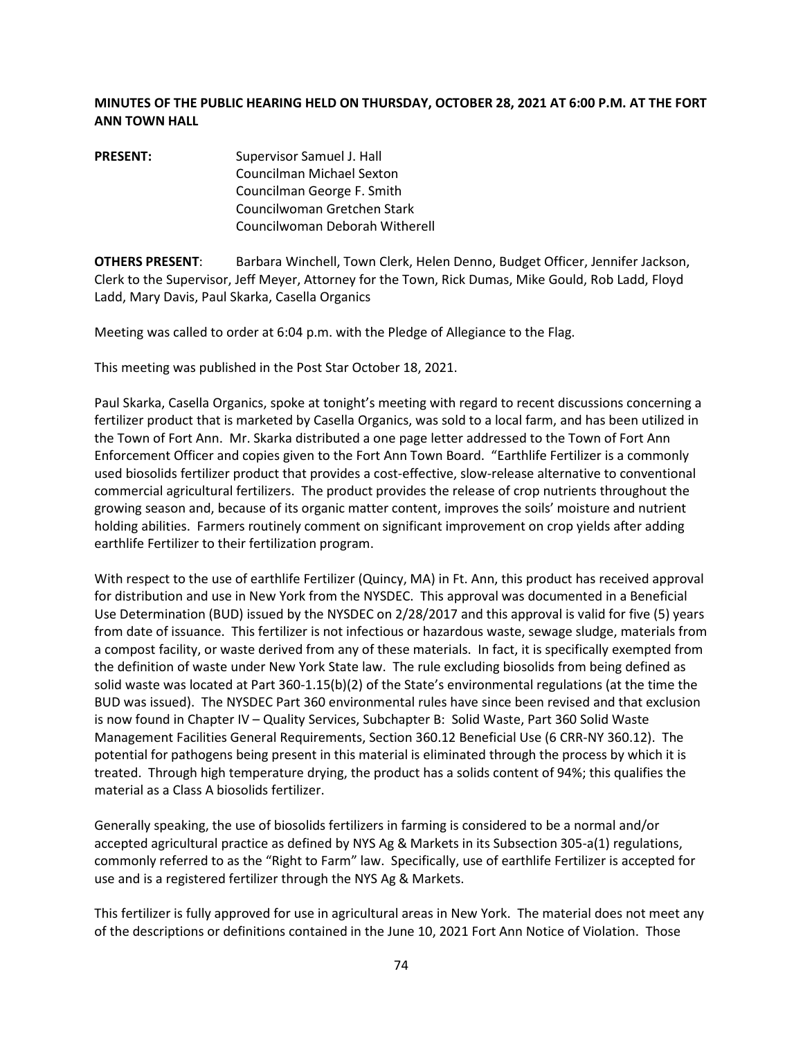**MINUTES OF THE PUBLIC HEARING HELD ON THURSDAY, OCTOBER 28, 2021 AT 6:00 P.M. AT THE FORT ANN TOWN HALL**

**PRESENT:** Supervisor Samuel J. Hall
Councilman Michael Sexton
Councilman George F. Smith
Councilwoman Gretchen Stark
Councilwoman Deborah Witherell

**OTHERS PRESENT**: Barbara Winchell, Town Clerk, Helen Denno, Budget Officer, Jennifer Jackson, Clerk to the Supervisor, Jeff Meyer, Attorney for the Town, Rick Dumas, Mike Gould, Rob Ladd, Floyd Ladd, Mary Davis, Paul Skarka, Casella Organics

Meeting was called to order at 6:04 p.m. with the Pledge of Allegiance to the Flag.

This meeting was published in the Post Star October 18, 2021.

Paul Skarka, Casella Organics, spoke at tonight's meeting with regard to recent discussions concerning a fertilizer product that is marketed by Casella Organics, was sold to a local farm, and has been utilized in the Town of Fort Ann. Mr. Skarka distributed a one page letter addressed to the Town of Fort Ann Enforcement Officer and copies given to the Fort Ann Town Board. "Earthlife Fertilizer is a commonly used biosolids fertilizer product that provides a cost-effective, slow-release alternative to conventional commercial agricultural fertilizers. The product provides the release of crop nutrients throughout the growing season and, because of its organic matter content, improves the soils' moisture and nutrient holding abilities. Farmers routinely comment on significant improvement on crop yields after adding earthlife Fertilizer to their fertilization program.

With respect to the use of earthlife Fertilizer (Quincy, MA) in Ft. Ann, this product has received approval for distribution and use in New York from the NYSDEC. This approval was documented in a Beneficial Use Determination (BUD) issued by the NYSDEC on 2/28/2017 and this approval is valid for five (5) years from date of issuance. This fertilizer is not infectious or hazardous waste, sewage sludge, materials from a compost facility, or waste derived from any of these materials. In fact, it is specifically exempted from the definition of waste under New York State law. The rule excluding biosolids from being defined as solid waste was located at Part 360-1.15(b)(2) of the State's environmental regulations (at the time the BUD was issued). The NYSDEC Part 360 environmental rules have since been revised and that exclusion is now found in Chapter IV – Quality Services, Subchapter B: Solid Waste, Part 360 Solid Waste Management Facilities General Requirements, Section 360.12 Beneficial Use (6 CRR-NY 360.12). The potential for pathogens being present in this material is eliminated through the process by which it is treated. Through high temperature drying, the product has a solids content of 94%; this qualifies the material as a Class A biosolids fertilizer.

Generally speaking, the use of biosolids fertilizers in farming is considered to be a normal and/or accepted agricultural practice as defined by NYS Ag & Markets in its Subsection 305-a(1) regulations, commonly referred to as the "Right to Farm" law. Specifically, use of earthlife Fertilizer is accepted for use and is a registered fertilizer through the NYS Ag & Markets.

This fertilizer is fully approved for use in agricultural areas in New York. The material does not meet any of the descriptions or definitions contained in the June 10, 2021 Fort Ann Notice of Violation. Those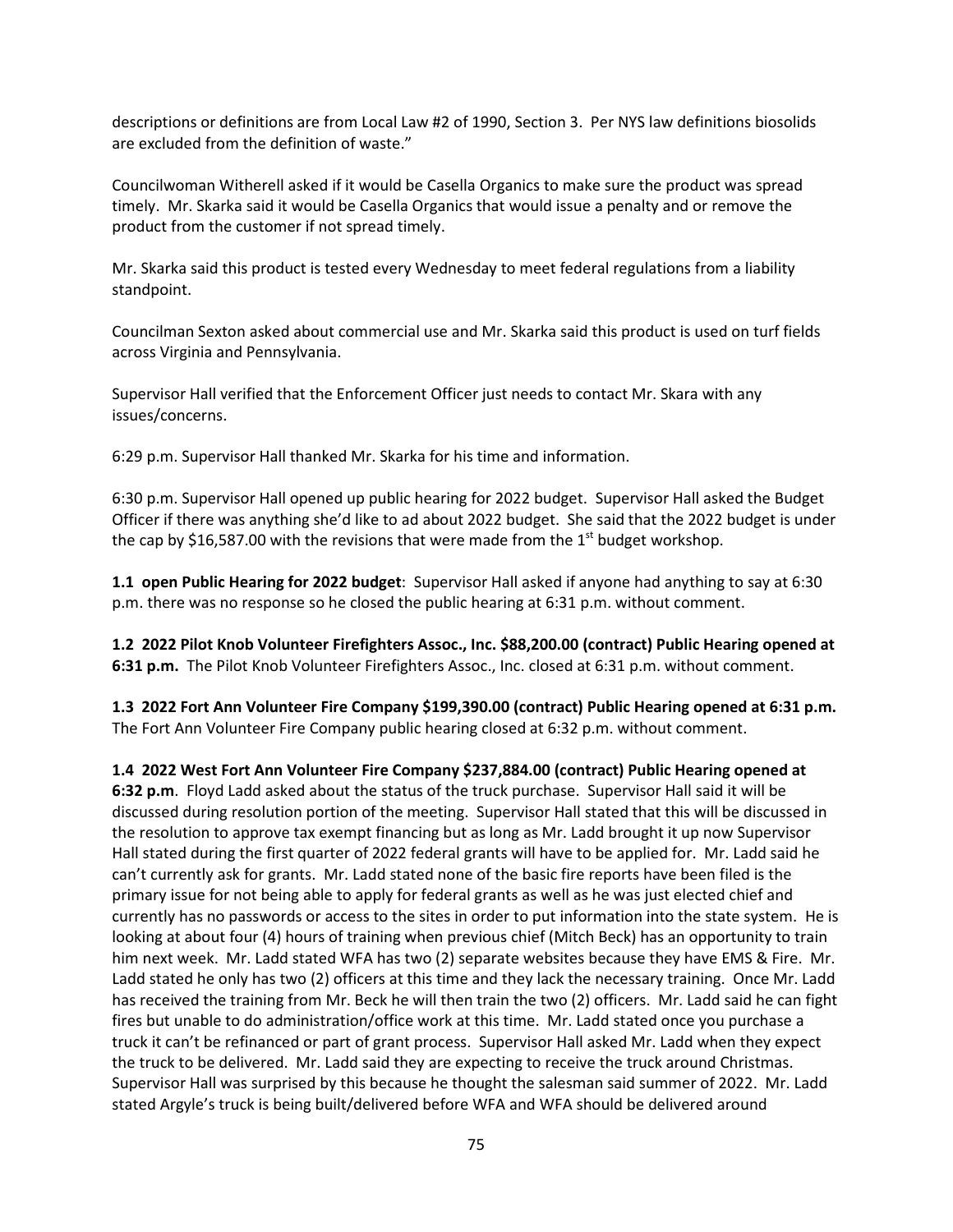descriptions or definitions are from Local Law #2 of 1990, Section 3. Per NYS law definitions biosolids are excluded from the definition of waste."

Councilwoman Witherell asked if it would be Casella Organics to make sure the product was spread timely. Mr. Skarka said it would be Casella Organics that would issue a penalty and or remove the product from the customer if not spread timely.

Mr. Skarka said this product is tested every Wednesday to meet federal regulations from a liability standpoint.

Councilman Sexton asked about commercial use and Mr. Skarka said this product is used on turf fields across Virginia and Pennsylvania.

Supervisor Hall verified that the Enforcement Officer just needs to contact Mr. Skara with any issues/concerns.

6:29 p.m. Supervisor Hall thanked Mr. Skarka for his time and information.

6:30 p.m. Supervisor Hall opened up public hearing for 2022 budget. Supervisor Hall asked the Budget Officer if there was anything she'd like to ad about 2022 budget. She said that the 2022 budget is under the cap by $16,587.00 with the revisions that were made from the 1st budget workshop.

**1.1 open Public Hearing for 2022 budget**: Supervisor Hall asked if anyone had anything to say at 6:30 p.m. there was no response so he closed the public hearing at 6:31 p.m. without comment.

**1.2 2022 Pilot Knob Volunteer Firefighters Assoc., Inc. $88,200.00 (contract) Public Hearing opened at 6:31 p.m.** The Pilot Knob Volunteer Firefighters Assoc., Inc. closed at 6:31 p.m. without comment.

**1.3 2022 Fort Ann Volunteer Fire Company $199,390.00 (contract) Public Hearing opened at 6:31 p.m.** The Fort Ann Volunteer Fire Company public hearing closed at 6:32 p.m. without comment.

**1.4 2022 West Fort Ann Volunteer Fire Company $237,884.00 (contract) Public Hearing opened at 6:32 p.m**. Floyd Ladd asked about the status of the truck purchase. Supervisor Hall said it will be discussed during resolution portion of the meeting. Supervisor Hall stated that this will be discussed in the resolution to approve tax exempt financing but as long as Mr. Ladd brought it up now Supervisor Hall stated during the first quarter of 2022 federal grants will have to be applied for. Mr. Ladd said he can't currently ask for grants. Mr. Ladd stated none of the basic fire reports have been filed is the primary issue for not being able to apply for federal grants as well as he was just elected chief and currently has no passwords or access to the sites in order to put information into the state system. He is looking at about four (4) hours of training when previous chief (Mitch Beck) has an opportunity to train him next week. Mr. Ladd stated WFA has two (2) separate websites because they have EMS & Fire. Mr. Ladd stated he only has two (2) officers at this time and they lack the necessary training. Once Mr. Ladd has received the training from Mr. Beck he will then train the two (2) officers. Mr. Ladd said he can fight fires but unable to do administration/office work at this time. Mr. Ladd stated once you purchase a truck it can't be refinanced or part of grant process. Supervisor Hall asked Mr. Ladd when they expect the truck to be delivered. Mr. Ladd said they are expecting to receive the truck around Christmas. Supervisor Hall was surprised by this because he thought the salesman said summer of 2022. Mr. Ladd stated Argyle's truck is being built/delivered before WFA and WFA should be delivered around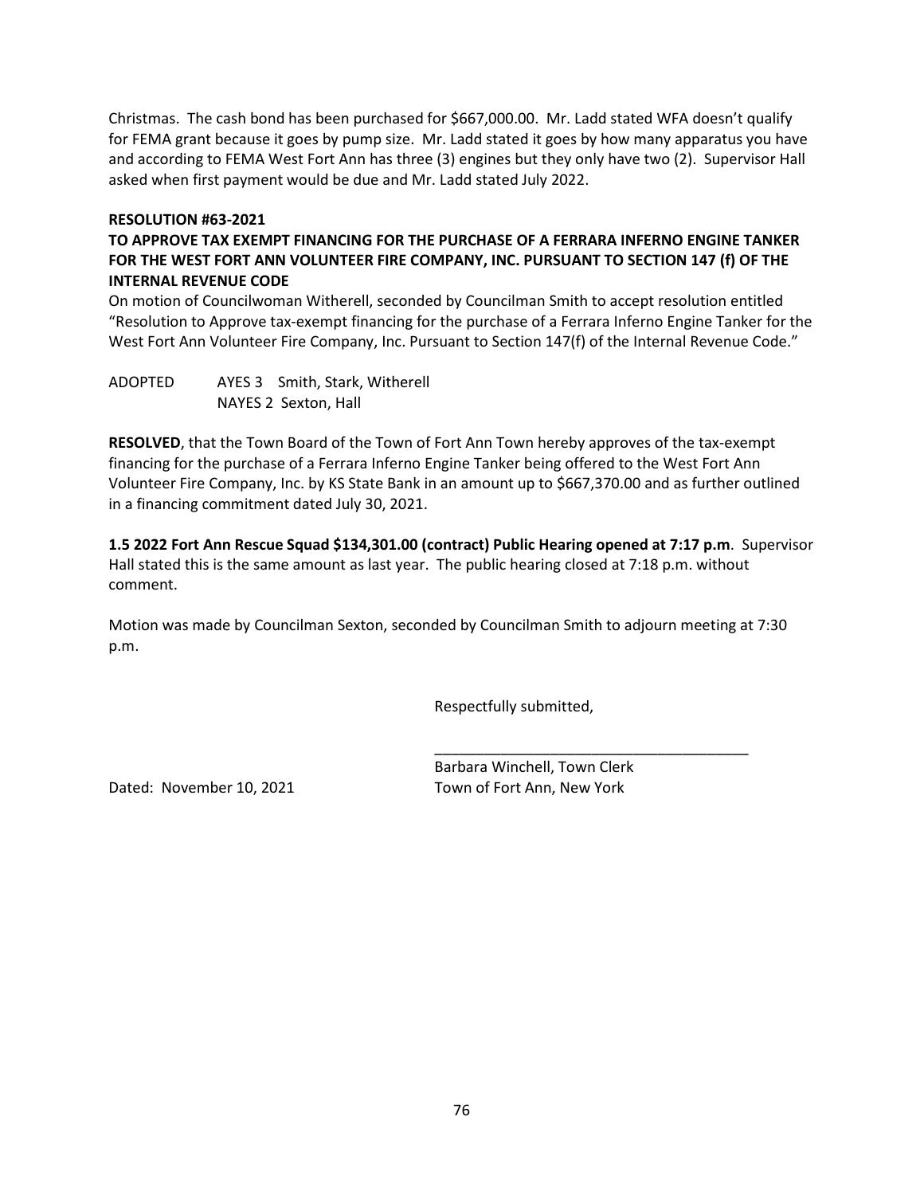Christmas. The cash bond has been purchased for $667,000.00. Mr. Ladd stated WFA doesn't qualify for FEMA grant because it goes by pump size. Mr. Ladd stated it goes by how many apparatus you have and according to FEMA West Fort Ann has three (3) engines but they only have two (2). Supervisor Hall asked when first payment would be due and Mr. Ladd stated July 2022.

**RESOLUTION #63-2021**

**TO APPROVE TAX EXEMPT FINANCING FOR THE PURCHASE OF A FERRARA INFERNO ENGINE TANKER FOR THE WEST FORT ANN VOLUNTEER FIRE COMPANY, INC. PURSUANT TO SECTION 147 (f) OF THE INTERNAL REVENUE CODE**

On motion of Councilwoman Witherell, seconded by Councilman Smith to accept resolution entitled "Resolution to Approve tax-exempt financing for the purchase of a Ferrara Inferno Engine Tanker for the West Fort Ann Volunteer Fire Company, Inc. Pursuant to Section 147(f) of the Internal Revenue Code."

ADOPTED AYES 3 Smith, Stark, Witherell
NAYES 2 Sexton, Hall

**RESOLVED**, that the Town Board of the Town of Fort Ann Town hereby approves of the tax-exempt financing for the purchase of a Ferrara Inferno Engine Tanker being offered to the West Fort Ann Volunteer Fire Company, Inc. by KS State Bank in an amount up to $667,370.00 and as further outlined in a financing commitment dated July 30, 2021.

**1.5 2022 Fort Ann Rescue Squad $134,301.00 (contract) Public Hearing opened at 7:17 p.m**. Supervisor Hall stated this is the same amount as last year. The public hearing closed at 7:18 p.m. without comment.

Motion was made by Councilman Sexton, seconded by Councilman Smith to adjourn meeting at 7:30 p.m.

Respectfully submitted,

\_\_\_\_\_\_\_\_\_\_\_\_\_\_\_\_\_\_\_\_\_\_\_\_\_\_\_\_\_\_\_\_\_\_\_\_\_\_

Barbara Winchell, Town Clerk
Town of Fort Ann, New York

Dated: November 10, 2021